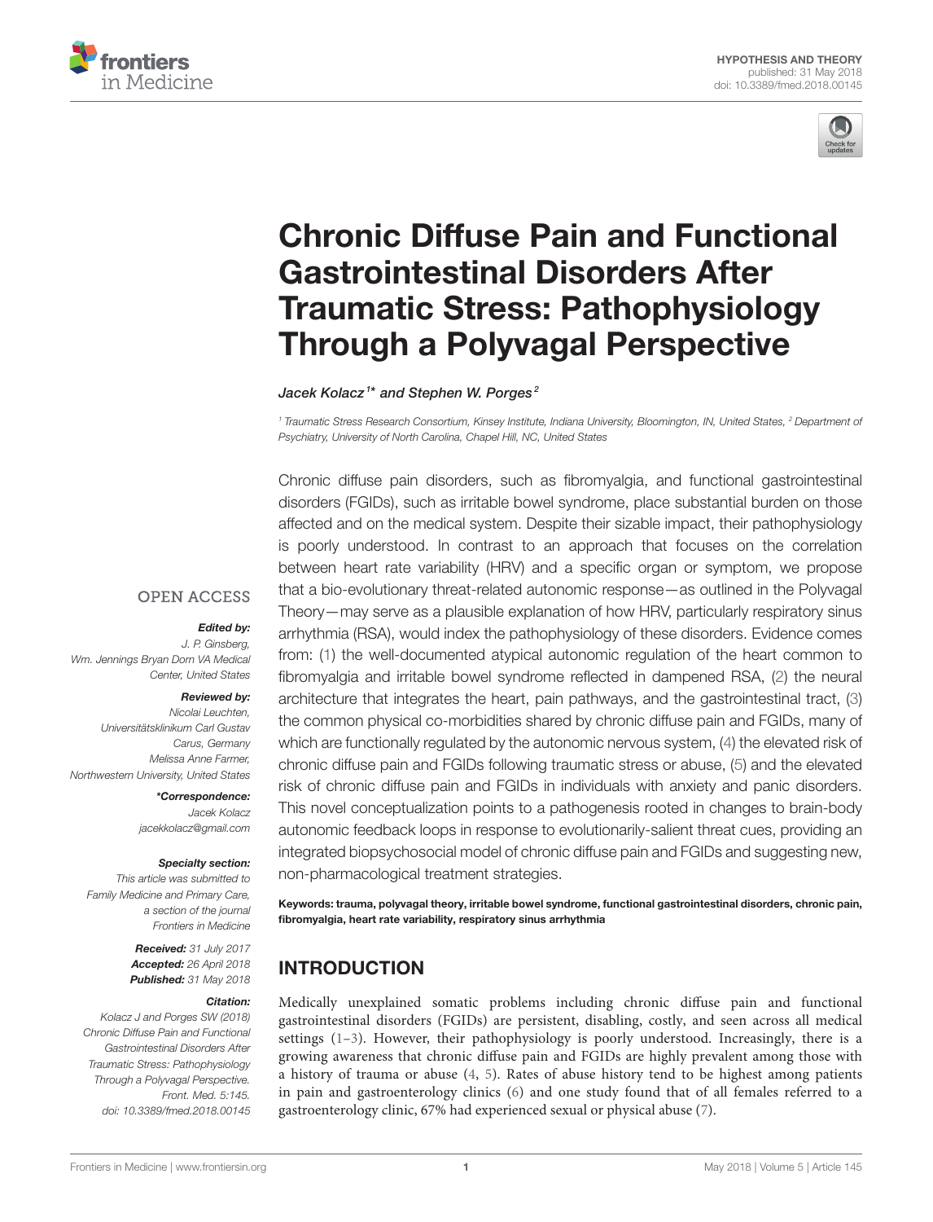HYPOTHESIS AND THEORY
published: 31 May 2018
doi: 10.3389/fmed.2018.00145

# Chronic Diffuse Pain and Functional Gastrointestinal Disorders After Traumatic Stress: Pathophysiology Through a Polyvagal Perspective

*Jacek Kolacz[1]\* and Stephen W. Porges[2]*

[1] Traumatic Stress Research Consortium, Kinsey Institute, Indiana University, Bloomington, IN, United States, [2] Department of Psychiatry, University of North Carolina, Chapel Hill, NC, United States

OPEN ACCESS

***Edited by:***
J. P. Ginsberg,
Wm. Jennings Bryan Dorn VA Medical Center, United States

***Reviewed by:***
Nicolai Leuchten,
Universitätsklinikum Carl Gustav Carus, Germany
Melissa Anne Farmer,
Northwestern University, United States

***\*Correspondence:***
Jacek Kolacz
jacekkolacz@gmail.com

***Specialty section:***
This article was submitted to Family Medicine and Primary Care, a section of the journal Frontiers in Medicine

***Received:*** 31 July 2017
***Accepted:*** 26 April 2018
***Published:*** 31 May 2018

***Citation:***
Kolacz J and Porges SW (2018) Chronic Diffuse Pain and Functional Gastrointestinal Disorders After Traumatic Stress: Pathophysiology Through a Polyvagal Perspective. Front. Med. 5:145. doi: 10.3389/fmed.2018.00145

Chronic diffuse pain disorders, such as fibromyalgia, and functional gastrointestinal disorders (FGIDs), such as irritable bowel syndrome, place substantial burden on those affected and on the medical system. Despite their sizable impact, their pathophysiology is poorly understood. In contrast to an approach that focuses on the correlation between heart rate variability (HRV) and a specific organ or symptom, we propose that a bio-evolutionary threat-related autonomic response—as outlined in the Polyvagal Theory—may serve as a plausible explanation of how HRV, particularly respiratory sinus arrhythmia (RSA), would index the pathophysiology of these disorders. Evidence comes from: (1) the well-documented atypical autonomic regulation of the heart common to fibromyalgia and irritable bowel syndrome reflected in dampened RSA, (2) the neural architecture that integrates the heart, pain pathways, and the gastrointestinal tract, (3) the common physical co-morbidities shared by chronic diffuse pain and FGIDs, many of which are functionally regulated by the autonomic nervous system, (4) the elevated risk of chronic diffuse pain and FGIDs following traumatic stress or abuse, (5) and the elevated risk of chronic diffuse pain and FGIDs in individuals with anxiety and panic disorders. This novel conceptualization points to a pathogenesis rooted in changes to brain-body autonomic feedback loops in response to evolutionarily-salient threat cues, providing an integrated biopsychosocial model of chronic diffuse pain and FGIDs and suggesting new, non-pharmacological treatment strategies.

**Keywords: trauma, polyvagal theory, irritable bowel syndrome, functional gastrointestinal disorders, chronic pain, fibromyalgia, heart rate variability, respiratory sinus arrhythmia**

## INTRODUCTION

Medically unexplained somatic problems including chronic diffuse pain and functional gastrointestinal disorders (FGIDs) are persistent, disabling, costly, and seen across all medical settings (1–3). However, their pathophysiology is poorly understood. Increasingly, there is a growing awareness that chronic diffuse pain and FGIDs are highly prevalent among those with a history of trauma or abuse (4, 5). Rates of abuse history tend to be highest among patients in pain and gastroenterology clinics (6) and one study found that of all females referred to a gastroenterology clinic, 67% had experienced sexual or physical abuse (7).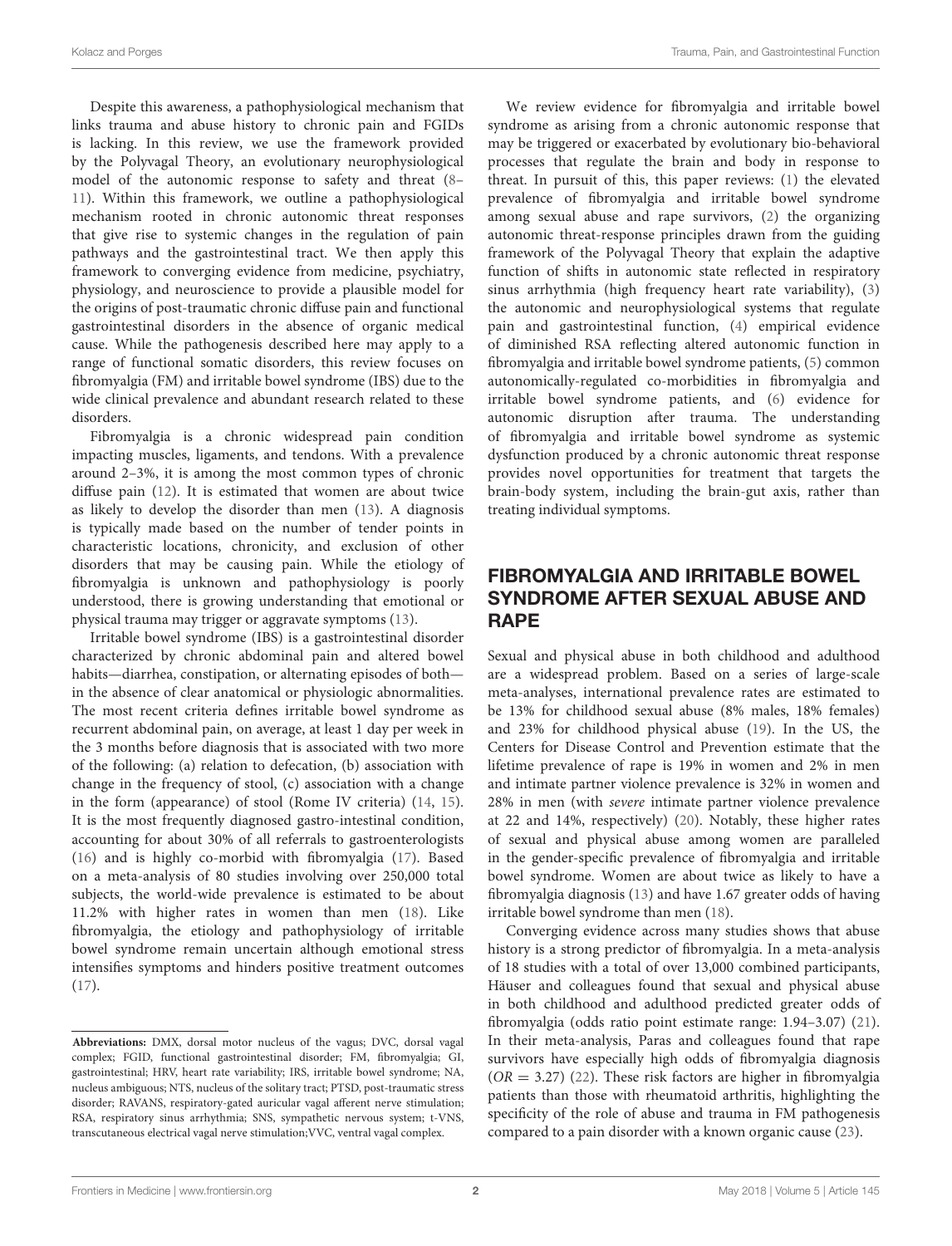Despite this awareness, a pathophysiological mechanism that links trauma and abuse history to chronic pain and FGIDs is lacking. In this review, we use the framework provided by the Polyvagal Theory, an evolutionary neurophysiological model of the autonomic response to safety and threat (8–11). Within this framework, we outline a pathophysiological mechanism rooted in chronic autonomic threat responses that give rise to systemic changes in the regulation of pain pathways and the gastrointestinal tract. We then apply this framework to converging evidence from medicine, psychiatry, physiology, and neuroscience to provide a plausible model for the origins of post-traumatic chronic diffuse pain and functional gastrointestinal disorders in the absence of organic medical cause. While the pathogenesis described here may apply to a range of functional somatic disorders, this review focuses on fibromyalgia (FM) and irritable bowel syndrome (IBS) due to the wide clinical prevalence and abundant research related to these disorders.

Fibromyalgia is a chronic widespread pain condition impacting muscles, ligaments, and tendons. With a prevalence around 2–3%, it is among the most common types of chronic diffuse pain (12). It is estimated that women are about twice as likely to develop the disorder than men (13). A diagnosis is typically made based on the number of tender points in characteristic locations, chronicity, and exclusion of other disorders that may be causing pain. While the etiology of fibromyalgia is unknown and pathophysiology is poorly understood, there is growing understanding that emotional or physical trauma may trigger or aggravate symptoms (13).

Irritable bowel syndrome (IBS) is a gastrointestinal disorder characterized by chronic abdominal pain and altered bowel habits—diarrhea, constipation, or alternating episodes of both—in the absence of clear anatomical or physiologic abnormalities. The most recent criteria defines irritable bowel syndrome as recurrent abdominal pain, on average, at least 1 day per week in the 3 months before diagnosis that is associated with two more of the following: (a) relation to defecation, (b) association with change in the frequency of stool, (c) association with a change in the form (appearance) of stool (Rome IV criteria) (14, 15). It is the most frequently diagnosed gastro-intestinal condition, accounting for about 30% of all referrals to gastroenterologists (16) and is highly co-morbid with fibromyalgia (17). Based on a meta-analysis of 80 studies involving over 250,000 total subjects, the world-wide prevalence is estimated to be about 11.2% with higher rates in women than men (18). Like fibromyalgia, the etiology and pathophysiology of irritable bowel syndrome remain uncertain although emotional stress intensifies symptoms and hinders positive treatment outcomes (17).

**Abbreviations:** DMX, dorsal motor nucleus of the vagus; DVC, dorsal vagal complex; FGID, functional gastrointestinal disorder; FM, fibromyalgia; GI, gastrointestinal; HRV, heart rate variability; IRS, irritable bowel syndrome; NA, nucleus ambiguous; NTS, nucleus of the solitary tract; PTSD, post-traumatic stress disorder; RAVANS, respiratory-gated auricular vagal afferent nerve stimulation; RSA, respiratory sinus arrhythmia; SNS, sympathetic nervous system; t-VNS, transcutaneous electrical vagal nerve stimulation;VVC, ventral vagal complex.

We review evidence for fibromyalgia and irritable bowel syndrome as arising from a chronic autonomic response that may be triggered or exacerbated by evolutionary bio-behavioral processes that regulate the brain and body in response to threat. In pursuit of this, this paper reviews: (1) the elevated prevalence of fibromyalgia and irritable bowel syndrome among sexual abuse and rape survivors, (2) the organizing autonomic threat-response principles drawn from the guiding framework of the Polyvagal Theory that explain the adaptive function of shifts in autonomic state reflected in respiratory sinus arrhythmia (high frequency heart rate variability), (3) the autonomic and neurophysiological systems that regulate pain and gastrointestinal function, (4) empirical evidence of diminished RSA reflecting altered autonomic function in fibromyalgia and irritable bowel syndrome patients, (5) common autonomically-regulated co-morbidities in fibromyalgia and irritable bowel syndrome patients, and (6) evidence for autonomic disruption after trauma. The understanding of fibromyalgia and irritable bowel syndrome as systemic dysfunction produced by a chronic autonomic threat response provides novel opportunities for treatment that targets the brain-body system, including the brain-gut axis, rather than treating individual symptoms.

## FIBROMYALGIA AND IRRITABLE BOWEL SYNDROME AFTER SEXUAL ABUSE AND RAPE

Sexual and physical abuse in both childhood and adulthood are a widespread problem. Based on a series of large-scale meta-analyses, international prevalence rates are estimated to be 13% for childhood sexual abuse (8% males, 18% females) and 23% for childhood physical abuse (19). In the US, the Centers for Disease Control and Prevention estimate that the lifetime prevalence of rape is 19% in women and 2% in men and intimate partner violence prevalence is 32% in women and 28% in men (with *severe* intimate partner violence prevalence at 22 and 14%, respectively) (20). Notably, these higher rates of sexual and physical abuse among women are paralleled in the gender-specific prevalence of fibromyalgia and irritable bowel syndrome. Women are about twice as likely to have a fibromyalgia diagnosis (13) and have 1.67 greater odds of having irritable bowel syndrome than men (18).

Converging evidence across many studies shows that abuse history is a strong predictor of fibromyalgia. In a meta-analysis of 18 studies with a total of over 13,000 combined participants, Häuser and colleagues found that sexual and physical abuse in both childhood and adulthood predicted greater odds of fibromyalgia (odds ratio point estimate range: 1.94–3.07) (21). In their meta-analysis, Paras and colleagues found that rape survivors have especially high odds of fibromyalgia diagnosis ($OR = 3.27$) (22). These risk factors are higher in fibromyalgia patients than those with rheumatoid arthritis, highlighting the specificity of the role of abuse and trauma in FM pathogenesis compared to a pain disorder with a known organic cause (23).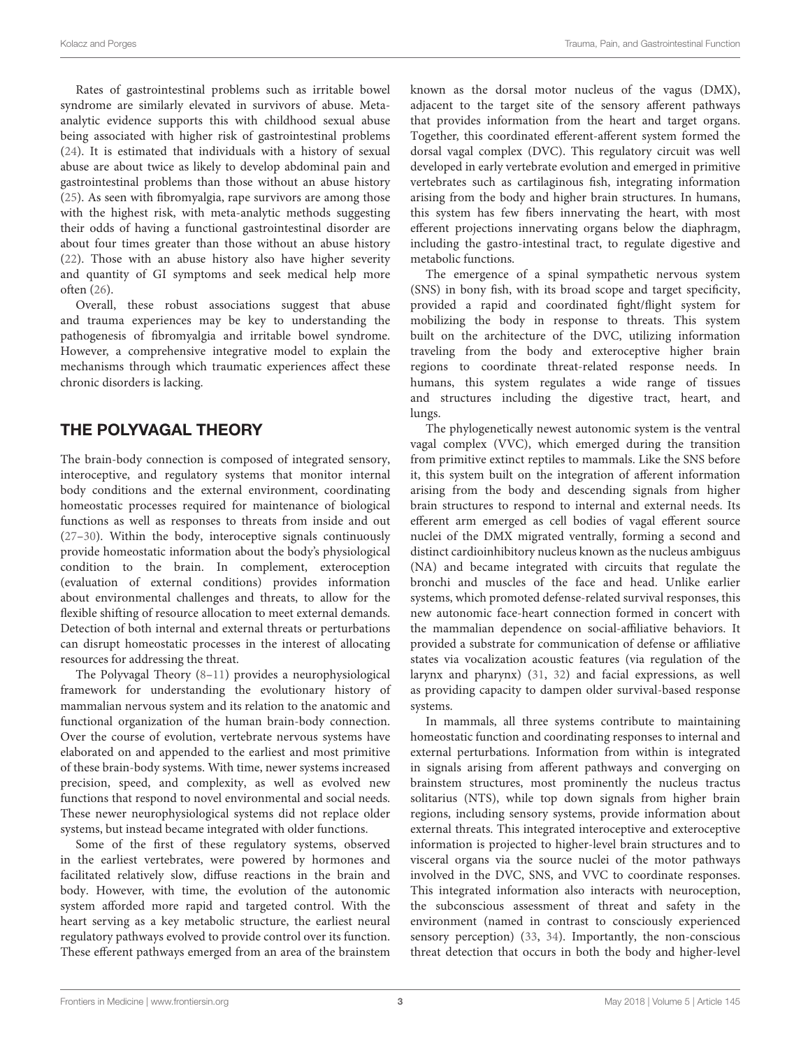Rates of gastrointestinal problems such as irritable bowel syndrome are similarly elevated in survivors of abuse. Meta-analytic evidence supports this with childhood sexual abuse being associated with higher risk of gastrointestinal problems (24). It is estimated that individuals with a history of sexual abuse are about twice as likely to develop abdominal pain and gastrointestinal problems than those without an abuse history (25). As seen with fibromyalgia, rape survivors are among those with the highest risk, with meta-analytic methods suggesting their odds of having a functional gastrointestinal disorder are about four times greater than those without an abuse history (22). Those with an abuse history also have higher severity and quantity of GI symptoms and seek medical help more often (26).

Overall, these robust associations suggest that abuse and trauma experiences may be key to understanding the pathogenesis of fibromyalgia and irritable bowel syndrome. However, a comprehensive integrative model to explain the mechanisms through which traumatic experiences affect these chronic disorders is lacking.

## THE POLYVAGAL THEORY

The brain-body connection is composed of integrated sensory, interoceptive, and regulatory systems that monitor internal body conditions and the external environment, coordinating homeostatic processes required for maintenance of biological functions as well as responses to threats from inside and out (27–30). Within the body, interoceptive signals continuously provide homeostatic information about the body's physiological condition to the brain. In complement, exteroception (evaluation of external conditions) provides information about environmental challenges and threats, to allow for the flexible shifting of resource allocation to meet external demands. Detection of both internal and external threats or perturbations can disrupt homeostatic processes in the interest of allocating resources for addressing the threat.

The Polyvagal Theory (8–11) provides a neurophysiological framework for understanding the evolutionary history of mammalian nervous system and its relation to the anatomic and functional organization of the human brain-body connection. Over the course of evolution, vertebrate nervous systems have elaborated on and appended to the earliest and most primitive of these brain-body systems. With time, newer systems increased precision, speed, and complexity, as well as evolved new functions that respond to novel environmental and social needs. These newer neurophysiological systems did not replace older systems, but instead became integrated with older functions.

Some of the first of these regulatory systems, observed in the earliest vertebrates, were powered by hormones and facilitated relatively slow, diffuse reactions in the brain and body. However, with time, the evolution of the autonomic system afforded more rapid and targeted control. With the heart serving as a key metabolic structure, the earliest neural regulatory pathways evolved to provide control over its function. These efferent pathways emerged from an area of the brainstem known as the dorsal motor nucleus of the vagus (DMX), adjacent to the target site of the sensory afferent pathways that provides information from the heart and target organs. Together, this coordinated efferent-afferent system formed the dorsal vagal complex (DVC). This regulatory circuit was well developed in early vertebrate evolution and emerged in primitive vertebrates such as cartilaginous fish, integrating information arising from the body and higher brain structures. In humans, this system has few fibers innervating the heart, with most efferent projections innervating organs below the diaphragm, including the gastro-intestinal tract, to regulate digestive and metabolic functions.

The emergence of a spinal sympathetic nervous system (SNS) in bony fish, with its broad scope and target specificity, provided a rapid and coordinated fight/flight system for mobilizing the body in response to threats. This system built on the architecture of the DVC, utilizing information traveling from the body and exteroceptive higher brain regions to coordinate threat-related response needs. In humans, this system regulates a wide range of tissues and structures including the digestive tract, heart, and lungs.

The phylogenetically newest autonomic system is the ventral vagal complex (VVC), which emerged during the transition from primitive extinct reptiles to mammals. Like the SNS before it, this system built on the integration of afferent information arising from the body and descending signals from higher brain structures to respond to internal and external needs. Its efferent arm emerged as cell bodies of vagal efferent source nuclei of the DMX migrated ventrally, forming a second and distinct cardioinhibitory nucleus known as the nucleus ambiguus (NA) and became integrated with circuits that regulate the bronchi and muscles of the face and head. Unlike earlier systems, which promoted defense-related survival responses, this new autonomic face-heart connection formed in concert with the mammalian dependence on social-affiliative behaviors. It provided a substrate for communication of defense or affiliative states via vocalization acoustic features (via regulation of the larynx and pharynx) (31, 32) and facial expressions, as well as providing capacity to dampen older survival-based response systems.

In mammals, all three systems contribute to maintaining homeostatic function and coordinating responses to internal and external perturbations. Information from within is integrated in signals arising from afferent pathways and converging on brainstem structures, most prominently the nucleus tractus solitarius (NTS), while top down signals from higher brain regions, including sensory systems, provide information about external threats. This integrated interoceptive and exteroceptive information is projected to higher-level brain structures and to visceral organs via the source nuclei of the motor pathways involved in the DVC, SNS, and VVC to coordinate responses. This integrated information also interacts with neuroception, the subconscious assessment of threat and safety in the environment (named in contrast to consciously experienced sensory perception) (33, 34). Importantly, the non-conscious threat detection that occurs in both the body and higher-level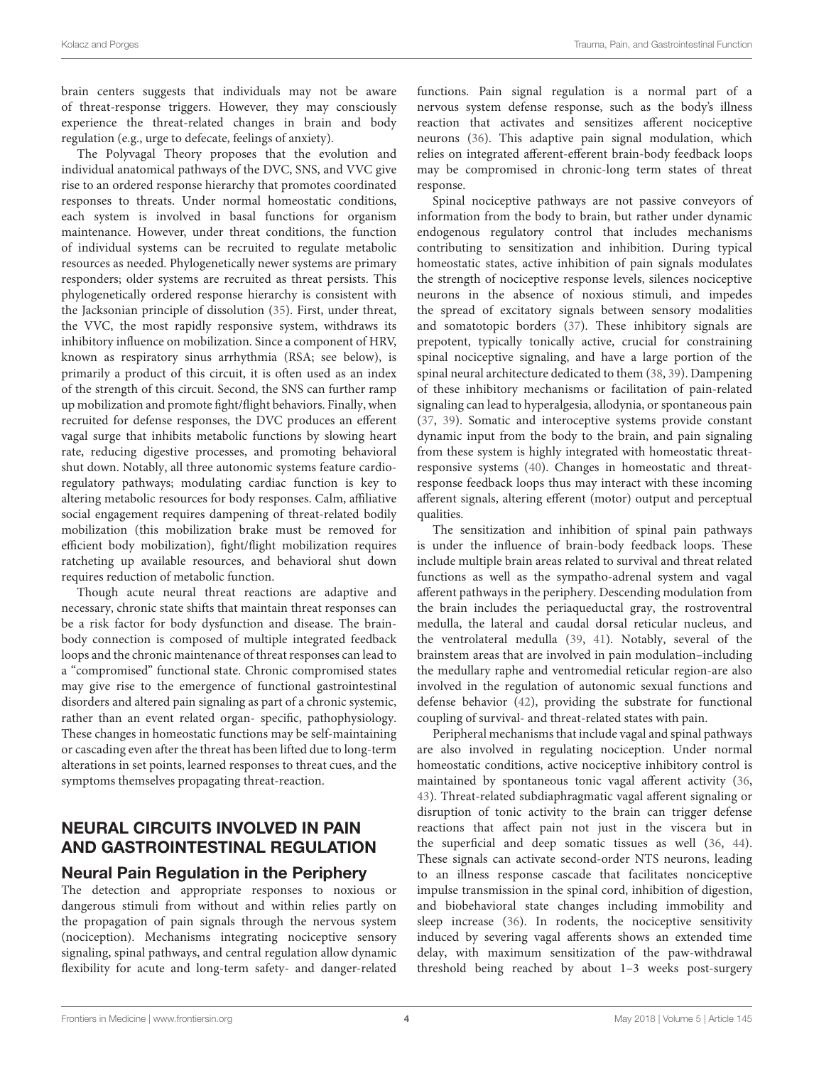brain centers suggests that individuals may not be aware of threat-response triggers. However, they may consciously experience the threat-related changes in brain and body regulation (e.g., urge to defecate, feelings of anxiety).

The Polyvagal Theory proposes that the evolution and individual anatomical pathways of the DVC, SNS, and VVC give rise to an ordered response hierarchy that promotes coordinated responses to threats. Under normal homeostatic conditions, each system is involved in basal functions for organism maintenance. However, under threat conditions, the function of individual systems can be recruited to regulate metabolic resources as needed. Phylogenetically newer systems are primary responders; older systems are recruited as threat persists. This phylogenetically ordered response hierarchy is consistent with the Jacksonian principle of dissolution (35). First, under threat, the VVC, the most rapidly responsive system, withdraws its inhibitory influence on mobilization. Since a component of HRV, known as respiratory sinus arrhythmia (RSA; see below), is primarily a product of this circuit, it is often used as an index of the strength of this circuit. Second, the SNS can further ramp up mobilization and promote fight/flight behaviors. Finally, when recruited for defense responses, the DVC produces an efferent vagal surge that inhibits metabolic functions by slowing heart rate, reducing digestive processes, and promoting behavioral shut down. Notably, all three autonomic systems feature cardio-regulatory pathways; modulating cardiac function is key to altering metabolic resources for body responses. Calm, affiliative social engagement requires dampening of threat-related bodily mobilization (this mobilization brake must be removed for efficient body mobilization), fight/flight mobilization requires ratcheting up available resources, and behavioral shut down requires reduction of metabolic function.

Though acute neural threat reactions are adaptive and necessary, chronic state shifts that maintain threat responses can be a risk factor for body dysfunction and disease. The brain-body connection is composed of multiple integrated feedback loops and the chronic maintenance of threat responses can lead to a "compromised" functional state. Chronic compromised states may give rise to the emergence of functional gastrointestinal disorders and altered pain signaling as part of a chronic systemic, rather than an event related organ- specific, pathophysiology. These changes in homeostatic functions may be self-maintaining or cascading even after the threat has been lifted due to long-term alterations in set points, learned responses to threat cues, and the symptoms themselves propagating threat-reaction.

## NEURAL CIRCUITS INVOLVED IN PAIN AND GASTROINTESTINAL REGULATION

### Neural Pain Regulation in the Periphery

The detection and appropriate responses to noxious or dangerous stimuli from without and within relies partly on the propagation of pain signals through the nervous system (nociception). Mechanisms integrating nociceptive sensory signaling, spinal pathways, and central regulation allow dynamic flexibility for acute and long-term safety- and danger-related functions. Pain signal regulation is a normal part of a nervous system defense response, such as the body's illness reaction that activates and sensitizes afferent nociceptive neurons (36). This adaptive pain signal modulation, which relies on integrated afferent-efferent brain-body feedback loops may be compromised in chronic-long term states of threat response.

Spinal nociceptive pathways are not passive conveyors of information from the body to brain, but rather under dynamic endogenous regulatory control that includes mechanisms contributing to sensitization and inhibition. During typical homeostatic states, active inhibition of pain signals modulates the strength of nociceptive response levels, silences nociceptive neurons in the absence of noxious stimuli, and impedes the spread of excitatory signals between sensory modalities and somatotopic borders (37). These inhibitory signals are prepotent, typically tonically active, crucial for constraining spinal nociceptive signaling, and have a large portion of the spinal neural architecture dedicated to them (38, 39). Dampening of these inhibitory mechanisms or facilitation of pain-related signaling can lead to hyperalgesia, allodynia, or spontaneous pain (37, 39). Somatic and interoceptive systems provide constant dynamic input from the body to the brain, and pain signaling from these system is highly integrated with homeostatic threat-responsive systems (40). Changes in homeostatic and threat-response feedback loops thus may interact with these incoming afferent signals, altering efferent (motor) output and perceptual qualities.

The sensitization and inhibition of spinal pain pathways is under the influence of brain-body feedback loops. These include multiple brain areas related to survival and threat related functions as well as the sympatho-adrenal system and vagal afferent pathways in the periphery. Descending modulation from the brain includes the periaqueductal gray, the rostroventral medulla, the lateral and caudal dorsal reticular nucleus, and the ventrolateral medulla (39, 41). Notably, several of the brainstem areas that are involved in pain modulation–including the medullary raphe and ventromedial reticular region-are also involved in the regulation of autonomic sexual functions and defense behavior (42), providing the substrate for functional coupling of survival- and threat-related states with pain.

Peripheral mechanisms that include vagal and spinal pathways are also involved in regulating nociception. Under normal homeostatic conditions, active nociceptive inhibitory control is maintained by spontaneous tonic vagal afferent activity (36, 43). Threat-related subdiaphragmatic vagal afferent signaling or disruption of tonic activity to the brain can trigger defense reactions that affect pain not just in the viscera but in the superficial and deep somatic tissues as well (36, 44). These signals can activate second-order NTS neurons, leading to an illness response cascade that facilitates nonciceptive impulse transmission in the spinal cord, inhibition of digestion, and biobehavioral state changes including immobility and sleep increase (36). In rodents, the nociceptive sensitivity induced by severing vagal afferents shows an extended time delay, with maximum sensitization of the paw-withdrawal threshold being reached by about 1–3 weeks post-surgery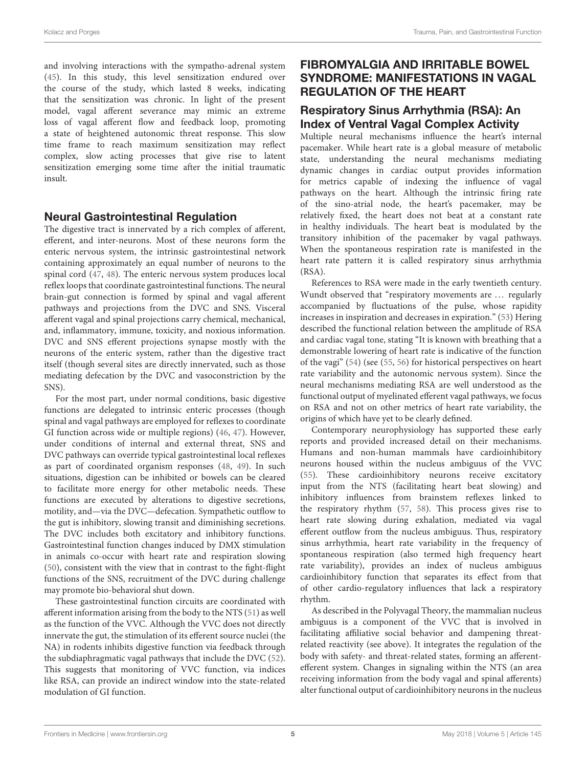and involving interactions with the sympatho-adrenal system (45). In this study, this level sensitization endured over the course of the study, which lasted 8 weeks, indicating that the sensitization was chronic. In light of the present model, vagal afferent severance may mimic an extreme loss of vagal afferent flow and feedback loop, promoting a state of heightened autonomic threat response. This slow time frame to reach maximum sensitization may reflect complex, slow acting processes that give rise to latent sensitization emerging some time after the initial traumatic insult.

### Neural Gastrointestinal Regulation

The digestive tract is innervated by a rich complex of afferent, efferent, and inter-neurons. Most of these neurons form the enteric nervous system, the intrinsic gastrointestinal network containing approximately an equal number of neurons to the spinal cord (47, 48). The enteric nervous system produces local reflex loops that coordinate gastrointestinal functions. The neural brain-gut connection is formed by spinal and vagal afferent pathways and projections from the DVC and SNS. Visceral afferent vagal and spinal projections carry chemical, mechanical, and, inflammatory, immune, toxicity, and noxious information. DVC and SNS efferent projections synapse mostly with the neurons of the enteric system, rather than the digestive tract itself (though several sites are directly innervated, such as those mediating defecation by the DVC and vasoconstriction by the SNS).

For the most part, under normal conditions, basic digestive functions are delegated to intrinsic enteric processes (though spinal and vagal pathways are employed for reflexes to coordinate GI function across wide or multiple regions) (46, 47). However, under conditions of internal and external threat, SNS and DVC pathways can override typical gastrointestinal local reflexes as part of coordinated organism responses (48, 49). In such situations, digestion can be inhibited or bowels can be cleared to facilitate more energy for other metabolic needs. These functions are executed by alterations to digestive secretions, motility, and—via the DVC—defecation. Sympathetic outflow to the gut is inhibitory, slowing transit and diminishing secretions. The DVC includes both excitatory and inhibitory functions. Gastrointestinal function changes induced by DMX stimulation in animals co-occur with heart rate and respiration slowing (50), consistent with the view that in contrast to the fight-flight functions of the SNS, recruitment of the DVC during challenge may promote bio-behavioral shut down.

These gastrointestinal function circuits are coordinated with afferent information arising from the body to the NTS (51) as well as the function of the VVC. Although the VVC does not directly innervate the gut, the stimulation of its efferent source nuclei (the NA) in rodents inhibits digestive function via feedback through the subdiaphragmatic vagal pathways that include the DVC (52). This suggests that monitoring of VVC function, via indices like RSA, can provide an indirect window into the state-related modulation of GI function.

## FIBROMYALGIA AND IRRITABLE BOWEL SYNDROME: MANIFESTATIONS IN VAGAL REGULATION OF THE HEART

### Respiratory Sinus Arrhythmia (RSA): An Index of Ventral Vagal Complex Activity

Multiple neural mechanisms influence the heart's internal pacemaker. While heart rate is a global measure of metabolic state, understanding the neural mechanisms mediating dynamic changes in cardiac output provides information for metrics capable of indexing the influence of vagal pathways on the heart. Although the intrinsic firing rate of the sino-atrial node, the heart's pacemaker, may be relatively fixed, the heart does not beat at a constant rate in healthy individuals. The heart beat is modulated by the transitory inhibition of the pacemaker by vagal pathways. When the spontaneous respiration rate is manifested in the heart rate pattern it is called respiratory sinus arrhythmia (RSA).

References to RSA were made in the early twentieth century. Wundt observed that "respiratory movements are … regularly accompanied by fluctuations of the pulse, whose rapidity increases in inspiration and decreases in expiration." (53) Hering described the functional relation between the amplitude of RSA and cardiac vagal tone, stating "It is known with breathing that a demonstrable lowering of heart rate is indicative of the function of the vagi" (54) (see (55, 56) for historical perspectives on heart rate variability and the autonomic nervous system). Since the neural mechanisms mediating RSA are well understood as the functional output of myelinated efferent vagal pathways, we focus on RSA and not on other metrics of heart rate variability, the origins of which have yet to be clearly defined.

Contemporary neurophysiology has supported these early reports and provided increased detail on their mechanisms. Humans and non-human mammals have cardioinhibitory neurons housed within the nucleus ambiguus of the VVC (55). These cardioinhibitory neurons receive excitatory input from the NTS (facilitating heart beat slowing) and inhibitory influences from brainstem reflexes linked to the respiratory rhythm (57, 58). This process gives rise to heart rate slowing during exhalation, mediated via vagal efferent outflow from the nucleus ambiguus. Thus, respiratory sinus arrhythmia, heart rate variability in the frequency of spontaneous respiration (also termed high frequency heart rate variability), provides an index of nucleus ambiguus cardioinhibitory function that separates its effect from that of other cardio-regulatory influences that lack a respiratory rhythm.

As described in the Polyvagal Theory, the mammalian nucleus ambiguus is a component of the VVC that is involved in facilitating affiliative social behavior and dampening threat-related reactivity (see above). It integrates the regulation of the body with safety- and threat-related states, forming an afferent-efferent system. Changes in signaling within the NTS (an area receiving information from the body vagal and spinal afferents) alter functional output of cardioinhibitory neurons in the nucleus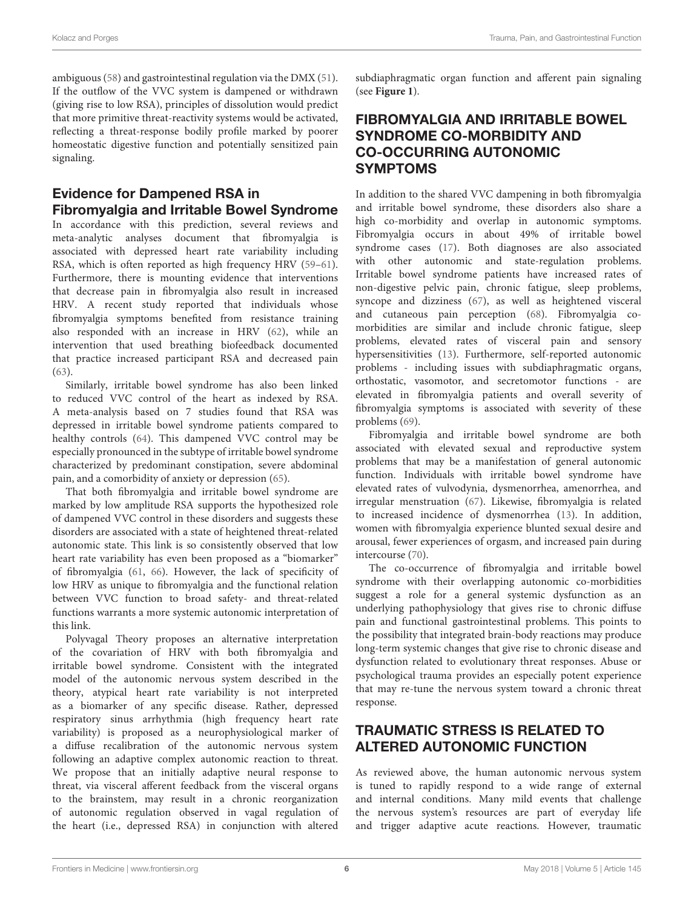ambiguous (58) and gastrointestinal regulation via the DMX (51). If the outflow of the VVC system is dampened or withdrawn (giving rise to low RSA), principles of dissolution would predict that more primitive threat-reactivity systems would be activated, reflecting a threat-response bodily profile marked by poorer homeostatic digestive function and potentially sensitized pain signaling.

### Evidence for Dampened RSA in Fibromyalgia and Irritable Bowel Syndrome

In accordance with this prediction, several reviews and meta-analytic analyses document that fibromyalgia is associated with depressed heart rate variability including RSA, which is often reported as high frequency HRV (59–61). Furthermore, there is mounting evidence that interventions that decrease pain in fibromyalgia also result in increased HRV. A recent study reported that individuals whose fibromyalgia symptoms benefited from resistance training also responded with an increase in HRV (62), while an intervention that used breathing biofeedback documented that practice increased participant RSA and decreased pain (63).

Similarly, irritable bowel syndrome has also been linked to reduced VVC control of the heart as indexed by RSA. A meta-analysis based on 7 studies found that RSA was depressed in irritable bowel syndrome patients compared to healthy controls (64). This dampened VVC control may be especially pronounced in the subtype of irritable bowel syndrome characterized by predominant constipation, severe abdominal pain, and a comorbidity of anxiety or depression (65).

That both fibromyalgia and irritable bowel syndrome are marked by low amplitude RSA supports the hypothesized role of dampened VVC control in these disorders and suggests these disorders are associated with a state of heightened threat-related autonomic state. This link is so consistently observed that low heart rate variability has even been proposed as a "biomarker" of fibromyalgia (61, 66). However, the lack of specificity of low HRV as unique to fibromyalgia and the functional relation between VVC function to broad safety- and threat-related functions warrants a more systemic autonomic interpretation of this link.

Polyvagal Theory proposes an alternative interpretation of the covariation of HRV with both fibromyalgia and irritable bowel syndrome. Consistent with the integrated model of the autonomic nervous system described in the theory, atypical heart rate variability is not interpreted as a biomarker of any specific disease. Rather, depressed respiratory sinus arrhythmia (high frequency heart rate variability) is proposed as a neurophysiological marker of a diffuse recalibration of the autonomic nervous system following an adaptive complex autonomic reaction to threat. We propose that an initially adaptive neural response to threat, via visceral afferent feedback from the visceral organs to the brainstem, may result in a chronic reorganization of autonomic regulation observed in vagal regulation of the heart (i.e., depressed RSA) in conjunction with altered subdiaphragmatic organ function and afferent pain signaling (see **Figure 1**).

## FIBROMYALGIA AND IRRITABLE BOWEL SYNDROME CO-MORBIDITY AND CO-OCCURRING AUTONOMIC SYMPTOMS

In addition to the shared VVC dampening in both fibromyalgia and irritable bowel syndrome, these disorders also share a high co-morbidity and overlap in autonomic symptoms. Fibromyalgia occurs in about 49% of irritable bowel syndrome cases (17). Both diagnoses are also associated with other autonomic and state-regulation problems. Irritable bowel syndrome patients have increased rates of non-digestive pelvic pain, chronic fatigue, sleep problems, syncope and dizziness (67), as well as heightened visceral and cutaneous pain perception (68). Fibromyalgia co-morbidities are similar and include chronic fatigue, sleep problems, elevated rates of visceral pain and sensory hypersensitivities (13). Furthermore, self-reported autonomic problems - including issues with subdiaphragmatic organs, orthostatic, vasomotor, and secretomotor functions - are elevated in fibromyalgia patients and overall severity of fibromyalgia symptoms is associated with severity of these problems (69).

Fibromyalgia and irritable bowel syndrome are both associated with elevated sexual and reproductive system problems that may be a manifestation of general autonomic function. Individuals with irritable bowel syndrome have elevated rates of vulvodynia, dysmenorrhea, amenorrhea, and irregular menstruation (67). Likewise, fibromyalgia is related to increased incidence of dysmenorrhea (13). In addition, women with fibromyalgia experience blunted sexual desire and arousal, fewer experiences of orgasm, and increased pain during intercourse (70).

The co-occurrence of fibromyalgia and irritable bowel syndrome with their overlapping autonomic co-morbidities suggest a role for a general systemic dysfunction as an underlying pathophysiology that gives rise to chronic diffuse pain and functional gastrointestinal problems. This points to the possibility that integrated brain-body reactions may produce long-term systemic changes that give rise to chronic disease and dysfunction related to evolutionary threat responses. Abuse or psychological trauma provides an especially potent experience that may re-tune the nervous system toward a chronic threat response.

## TRAUMATIC STRESS IS RELATED TO ALTERED AUTONOMIC FUNCTION

As reviewed above, the human autonomic nervous system is tuned to rapidly respond to a wide range of external and internal conditions. Many mild events that challenge the nervous system's resources are part of everyday life and trigger adaptive acute reactions. However, traumatic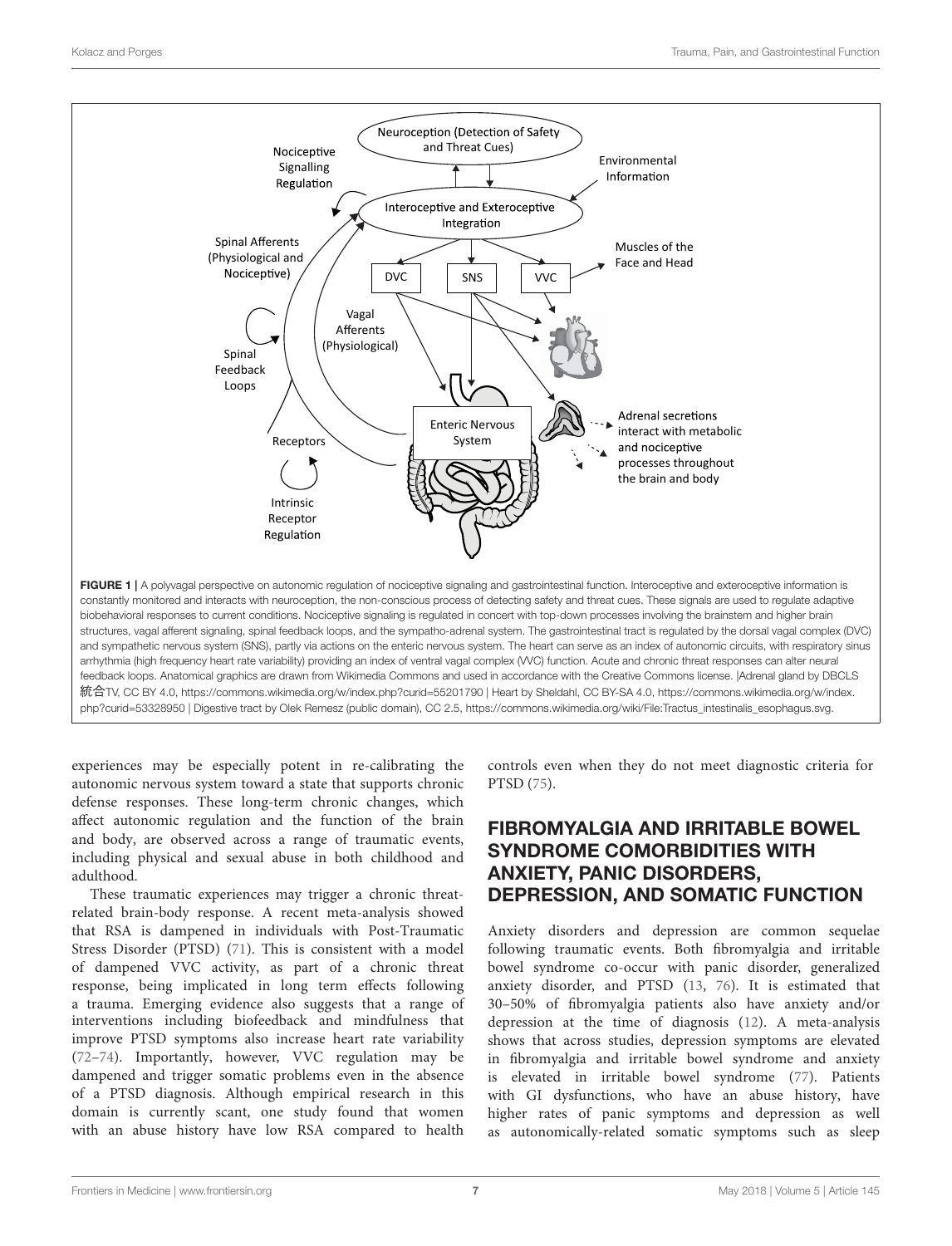FIGURE 1 | A polyvagal perspective on autonomic regulation of nociceptive signaling and gastrointestinal function. Interoceptive and exteroceptive information is constantly monitored and interacts with neuroception, the non-conscious process of detecting safety and threat cues. These signals are used to regulate adaptive biobehavioral responses to current conditions. Nociceptive signaling is regulated in concert with top-down processes involving the brainstem and higher brain structures, vagal afferent signaling, spinal feedback loops, and the sympatho-adrenal system. The gastrointestinal tract is regulated by the dorsal vagal complex (DVC) and sympathetic nervous system (SNS), partly via actions on the enteric nervous system. The heart can serve as an index of autonomic circuits, with respiratory sinus arrhythmia (high frequency heart rate variability) providing an index of ventral vagal complex (VVC) function. Acute and chronic threat responses can alter neural feedback loops. Anatomical graphics are drawn from Wikimedia Commons and used in accordance with the Creative Commons license. |Adrenal gland by DBCLS 統合TV, CC BY 4.0, https://commons.wikimedia.org/w/index.php?curid=55201790 | Heart by Sheldahl, CC BY-SA 4.0, https://commons.wikimedia.org/w/index.php?curid=53328950 | Digestive tract by Olek Remesz (public domain), CC 2.5, https://commons.wikimedia.org/wiki/File:Tractus_intestinalis_esophagus.svg.

experiences may be especially potent in re-calibrating the autonomic nervous system toward a state that supports chronic defense responses. These long-term chronic changes, which affect autonomic regulation and the function of the brain and body, are observed across a range of traumatic events, including physical and sexual abuse in both childhood and adulthood.

These traumatic experiences may trigger a chronic threat-related brain-body response. A recent meta-analysis showed that RSA is dampened in individuals with Post-Traumatic Stress Disorder (PTSD) (71). This is consistent with a model of dampened VVC activity, as part of a chronic threat response, being implicated in long term effects following a trauma. Emerging evidence also suggests that a range of interventions including biofeedback and mindfulness that improve PTSD symptoms also increase heart rate variability (72–74). Importantly, however, VVC regulation may be dampened and trigger somatic problems even in the absence of a PTSD diagnosis. Although empirical research in this domain is currently scant, one study found that women with an abuse history have low RSA compared to health controls even when they do not meet diagnostic criteria for PTSD (75).

## FIBROMYALGIA AND IRRITABLE BOWEL SYNDROME COMORBIDITIES WITH ANXIETY, PANIC DISORDERS, DEPRESSION, AND SOMATIC FUNCTION

Anxiety disorders and depression are common sequelae following traumatic events. Both fibromyalgia and irritable bowel syndrome co-occur with panic disorder, generalized anxiety disorder, and PTSD (13, 76). It is estimated that 30–50% of fibromyalgia patients also have anxiety and/or depression at the time of diagnosis (12). A meta-analysis shows that across studies, depression symptoms are elevated in fibromyalgia and irritable bowel syndrome and anxiety is elevated in irritable bowel syndrome (77). Patients with GI dysfunctions, who have an abuse history, have higher rates of panic symptoms and depression as well as autonomically-related somatic symptoms such as sleep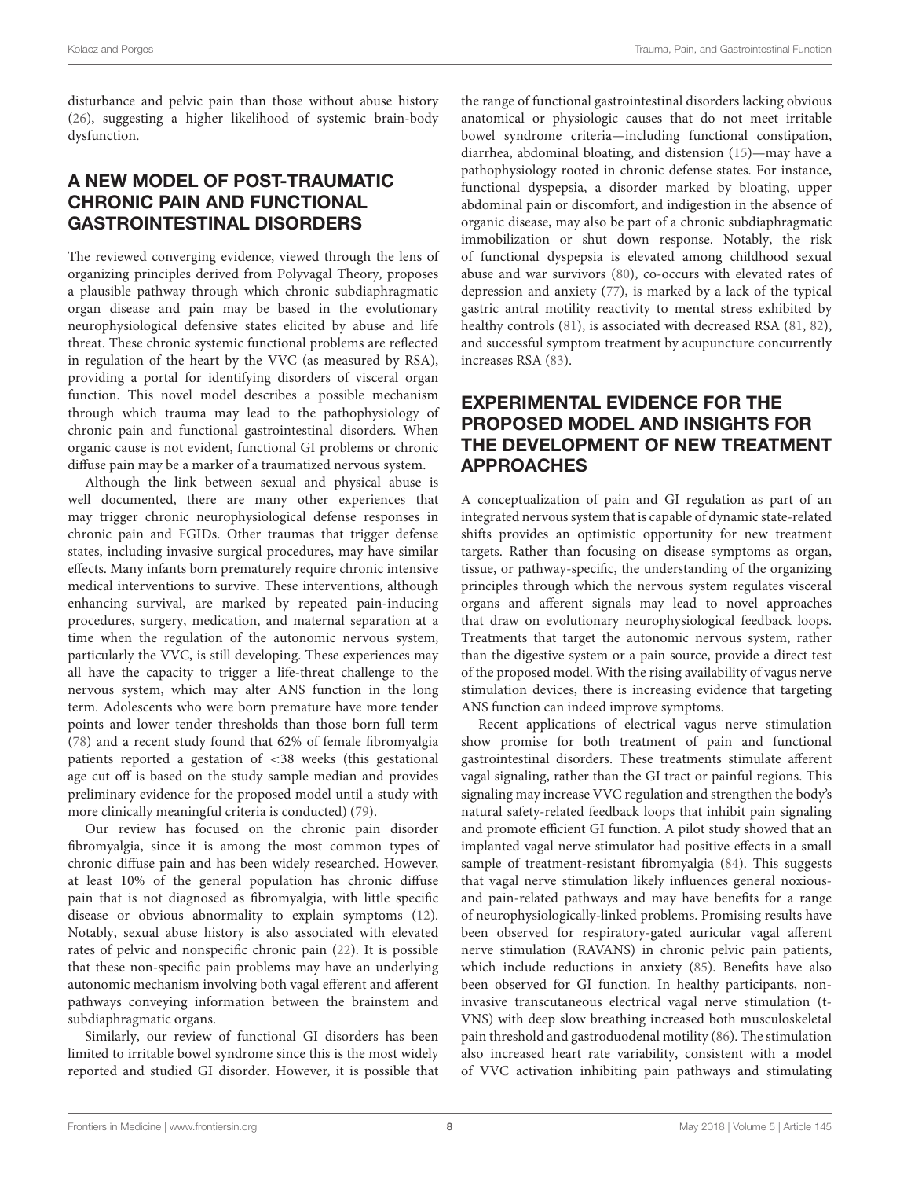disturbance and pelvic pain than those without abuse history (26), suggesting a higher likelihood of systemic brain-body dysfunction.

## A NEW MODEL OF POST-TRAUMATIC CHRONIC PAIN AND FUNCTIONAL GASTROINTESTINAL DISORDERS

The reviewed converging evidence, viewed through the lens of organizing principles derived from Polyvagal Theory, proposes a plausible pathway through which chronic subdiaphragmatic organ disease and pain may be based in the evolutionary neurophysiological defensive states elicited by abuse and life threat. These chronic systemic functional problems are reflected in regulation of the heart by the VVC (as measured by RSA), providing a portal for identifying disorders of visceral organ function. This novel model describes a possible mechanism through which trauma may lead to the pathophysiology of chronic pain and functional gastrointestinal disorders. When organic cause is not evident, functional GI problems or chronic diffuse pain may be a marker of a traumatized nervous system.

Although the link between sexual and physical abuse is well documented, there are many other experiences that may trigger chronic neurophysiological defense responses in chronic pain and FGIDs. Other traumas that trigger defense states, including invasive surgical procedures, may have similar effects. Many infants born prematurely require chronic intensive medical interventions to survive. These interventions, although enhancing survival, are marked by repeated pain-inducing procedures, surgery, medication, and maternal separation at a time when the regulation of the autonomic nervous system, particularly the VVC, is still developing. These experiences may all have the capacity to trigger a life-threat challenge to the nervous system, which may alter ANS function in the long term. Adolescents who were born premature have more tender points and lower tender thresholds than those born full term (78) and a recent study found that 62% of female fibromyalgia patients reported a gestation of <38 weeks (this gestational age cut off is based on the study sample median and provides preliminary evidence for the proposed model until a study with more clinically meaningful criteria is conducted) (79).

Our review has focused on the chronic pain disorder fibromyalgia, since it is among the most common types of chronic diffuse pain and has been widely researched. However, at least 10% of the general population has chronic diffuse pain that is not diagnosed as fibromyalgia, with little specific disease or obvious abnormality to explain symptoms (12). Notably, sexual abuse history is also associated with elevated rates of pelvic and nonspecific chronic pain (22). It is possible that these non-specific pain problems may have an underlying autonomic mechanism involving both vagal efferent and afferent pathways conveying information between the brainstem and subdiaphragmatic organs.

Similarly, our review of functional GI disorders has been limited to irritable bowel syndrome since this is the most widely reported and studied GI disorder. However, it is possible that the range of functional gastrointestinal disorders lacking obvious anatomical or physiologic causes that do not meet irritable bowel syndrome criteria—including functional constipation, diarrhea, abdominal bloating, and distension (15)—may have a pathophysiology rooted in chronic defense states. For instance, functional dyspepsia, a disorder marked by bloating, upper abdominal pain or discomfort, and indigestion in the absence of organic disease, may also be part of a chronic subdiaphragmatic immobilization or shut down response. Notably, the risk of functional dyspepsia is elevated among childhood sexual abuse and war survivors (80), co-occurs with elevated rates of depression and anxiety (77), is marked by a lack of the typical gastric antral motility reactivity to mental stress exhibited by healthy controls (81), is associated with decreased RSA (81, 82), and successful symptom treatment by acupuncture concurrently increases RSA (83).

## EXPERIMENTAL EVIDENCE FOR THE PROPOSED MODEL AND INSIGHTS FOR THE DEVELOPMENT OF NEW TREATMENT APPROACHES

A conceptualization of pain and GI regulation as part of an integrated nervous system that is capable of dynamic state-related shifts provides an optimistic opportunity for new treatment targets. Rather than focusing on disease symptoms as organ, tissue, or pathway-specific, the understanding of the organizing principles through which the nervous system regulates visceral organs and afferent signals may lead to novel approaches that draw on evolutionary neurophysiological feedback loops. Treatments that target the autonomic nervous system, rather than the digestive system or a pain source, provide a direct test of the proposed model. With the rising availability of vagus nerve stimulation devices, there is increasing evidence that targeting ANS function can indeed improve symptoms.

Recent applications of electrical vagus nerve stimulation show promise for both treatment of pain and functional gastrointestinal disorders. These treatments stimulate afferent vagal signaling, rather than the GI tract or painful regions. This signaling may increase VVC regulation and strengthen the body's natural safety-related feedback loops that inhibit pain signaling and promote efficient GI function. A pilot study showed that an implanted vagal nerve stimulator had positive effects in a small sample of treatment-resistant fibromyalgia (84). This suggests that vagal nerve stimulation likely influences general noxious- and pain-related pathways and may have benefits for a range of neurophysiologically-linked problems. Promising results have been observed for respiratory-gated auricular vagal afferent nerve stimulation (RAVANS) in chronic pelvic pain patients, which include reductions in anxiety (85). Benefits have also been observed for GI function. In healthy participants, non-invasive transcutaneous electrical vagal nerve stimulation (t-VNS) with deep slow breathing increased both musculoskeletal pain threshold and gastroduodenal motility (86). The stimulation also increased heart rate variability, consistent with a model of VVC activation inhibiting pain pathways and stimulating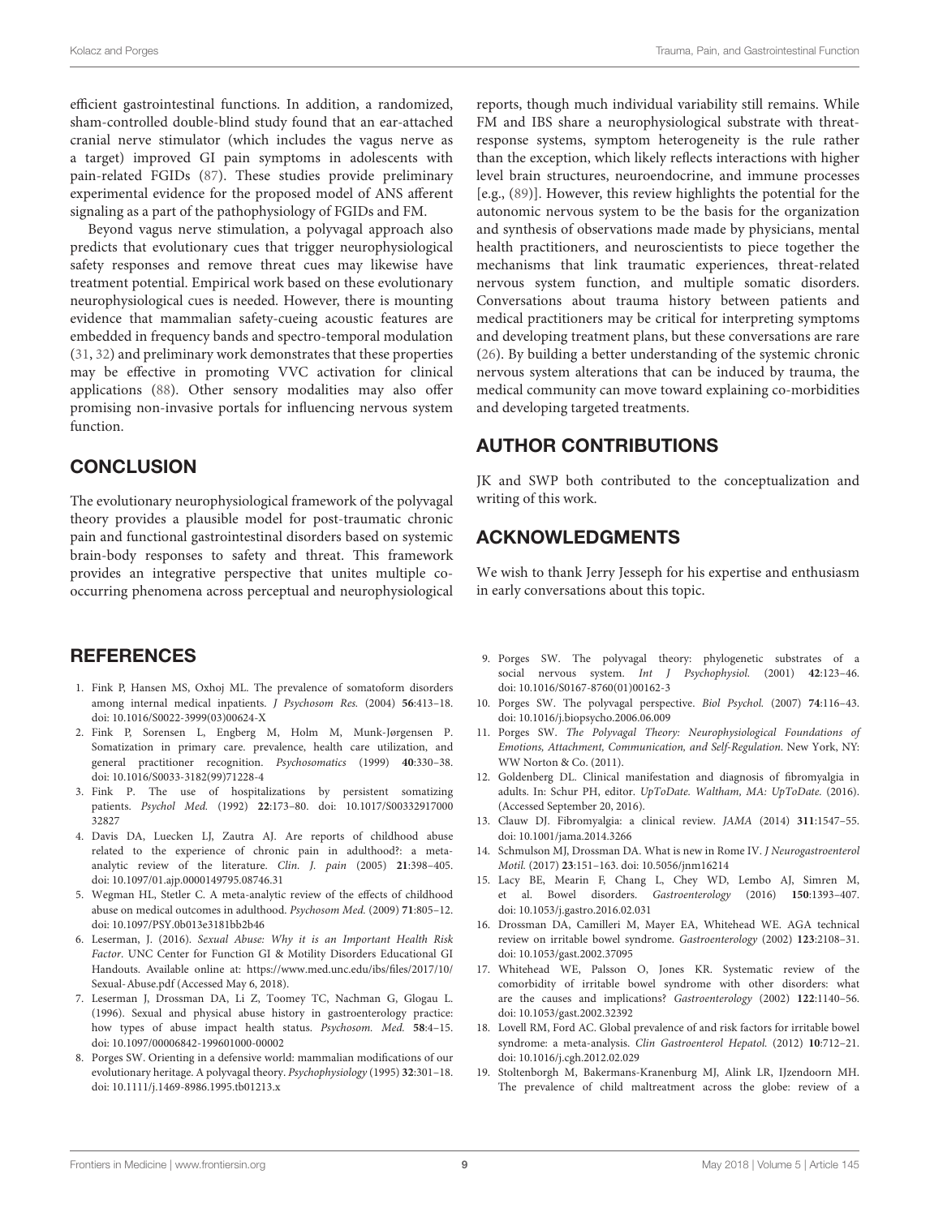efficient gastrointestinal functions. In addition, a randomized, sham-controlled double-blind study found that an ear-attached cranial nerve stimulator (which includes the vagus nerve as a target) improved GI pain symptoms in adolescents with pain-related FGIDs (87). These studies provide preliminary experimental evidence for the proposed model of ANS afferent signaling as a part of the pathophysiology of FGIDs and FM.

Beyond vagus nerve stimulation, a polyvagal approach also predicts that evolutionary cues that trigger neurophysiological safety responses and remove threat cues may likewise have treatment potential. Empirical work based on these evolutionary neurophysiological cues is needed. However, there is mounting evidence that mammalian safety-cueing acoustic features are embedded in frequency bands and spectro-temporal modulation (31, 32) and preliminary work demonstrates that these properties may be effective in promoting VVC activation for clinical applications (88). Other sensory modalities may also offer promising non-invasive portals for influencing nervous system function.

## CONCLUSION

The evolutionary neurophysiological framework of the polyvagal theory provides a plausible model for post-traumatic chronic pain and functional gastrointestinal disorders based on systemic brain-body responses to safety and threat. This framework provides an integrative perspective that unites multiple co-occurring phenomena across perceptual and neurophysiological reports, though much individual variability still remains. While FM and IBS share a neurophysiological substrate with threat-response systems, symptom heterogeneity is the rule rather than the exception, which likely reflects interactions with higher level brain structures, neuroendocrine, and immune processes [e.g., (89)]. However, this review highlights the potential for the autonomic nervous system to be the basis for the organization and synthesis of observations made by physicians, mental health practitioners, and neuroscientists to piece together the mechanisms that link traumatic experiences, threat-related nervous system function, and multiple somatic disorders. Conversations about trauma history between patients and medical practitioners may be critical for interpreting symptoms and developing treatment plans, but these conversations are rare (26). By building a better understanding of the systemic chronic nervous system alterations that can be induced by trauma, the medical community can move toward explaining co-morbidities and developing targeted treatments.

## AUTHOR CONTRIBUTIONS

JK and SWP both contributed to the conceptualization and writing of this work.

## ACKNOWLEDGMENTS

We wish to thank Jerry Jesseph for his expertise and enthusiasm in early conversations about this topic.

## REFERENCES

1. Fink P, Hansen MS, Oxhoj ML. The prevalence of somatoform disorders among internal medical inpatients. *J Psychosom Res.* (2004) **56**:413–18. doi: 10.1016/S0022-3999(03)00624-X
2. Fink P, Sorensen L, Engberg M, Holm M, Munk-Jørgensen P. Somatization in primary care. prevalence, health care utilization, and general practitioner recognition. *Psychosomatics* (1999) **40**:330–38. doi: 10.1016/S0033-3182(99)71228-4
3. Fink P. The use of hospitalizations by persistent somatizing patients. *Psychol Med.* (1992) **22**:173–80. doi: 10.1017/S0033291700032827
4. Davis DA, Luecken LJ, Zautra AJ. Are reports of childhood abuse related to the experience of chronic pain in adulthood?: a meta-analytic review of the literature. *Clin. J. pain* (2005) **21**:398–405. doi: 10.1097/01.ajp.0000149795.08746.31
5. Wegman HL, Stetler C. A meta-analytic review of the effects of childhood abuse on medical outcomes in adulthood. *Psychosom Med.* (2009) **71**:805–12. doi: 10.1097/PSY.0b013e3181bb2b46
6. Leserman, J. (2016). *Sexual Abuse: Why it is an Important Health Risk Factor*. UNC Center for Function GI & Motility Disorders Educational GI Handouts. Available online at: https://www.med.unc.edu/ibs/files/2017/10/Sexual-Abuse.pdf (Accessed May 6, 2018).
7. Leserman J, Drossman DA, Li Z, Toomey TC, Nachman G, Glogau L. (1996). Sexual and physical abuse history in gastroenterology practice: how types of abuse impact health status. *Psychosom. Med.* **58**:4–15. doi: 10.1097/00006842-199601000-00002
8. Porges SW. Orienting in a defensive world: mammalian modifications of our evolutionary heritage. A polyvagal theory. *Psychophysiology* (1995) **32**:301–18. doi: 10.1111/j.1469-8986.1995.tb01213.x
9. Porges SW. The polyvagal theory: phylogenetic substrates of a social nervous system. *Int J Psychophysiol.* (2001) **42**:123–46. doi: 10.1016/S0167-8760(01)00162-3
10. Porges SW. The polyvagal perspective. *Biol Psychol.* (2007) **74**:116–43. doi: 10.1016/j.biopsycho.2006.06.009
11. Porges SW. *The Polyvagal Theory: Neurophysiological Foundations of Emotions, Attachment, Communication, and Self-Regulation*. New York, NY: WW Norton & Co. (2011).
12. Goldenberg DL. Clinical manifestation and diagnosis of fibromyalgia in adults. In: Schur PH, editor. *UpToDate. Waltham, MA: UpToDate.* (2016). (Accessed September 20, 2016).
13. Clauw DJ. Fibromyalgia: a clinical review. *JAMA* (2014) **311**:1547–55. doi: 10.1001/jama.2014.3266
14. Schmulson MJ, Drossman DA. What is new in Rome IV. *J Neurogastroenterol Motil.* (2017) **23**:151–163. doi: 10.5056/jnm16214
15. Lacy BE, Mearin F, Chang L, Chey WD, Lembo AJ, Simren M, et al. Bowel disorders. *Gastroenterology* (2016) **150**:1393–407. doi: 10.1053/j.gastro.2016.02.031
16. Drossman DA, Camilleri M, Mayer EA, Whitehead WE. AGA technical review on irritable bowel syndrome. *Gastroenterology* (2002) **123**:2108–31. doi: 10.1053/gast.2002.37095
17. Whitehead WE, Palsson O, Jones KR. Systematic review of the comorbidity of irritable bowel syndrome with other disorders: what are the causes and implications? *Gastroenterology* (2002) **122**:1140–56. doi: 10.1053/gast.2002.32392
18. Lovell RM, Ford AC. Global prevalence of and risk factors for irritable bowel syndrome: a meta-analysis. *Clin Gastroenterol Hepatol.* (2012) **10**:712–21. doi: 10.1016/j.cgh.2012.02.029
19. Stoltenborgh M, Bakermans-Kranenburg MJ, Alink LR, IJzendoorn MH. The prevalence of child maltreatment across the globe: review of a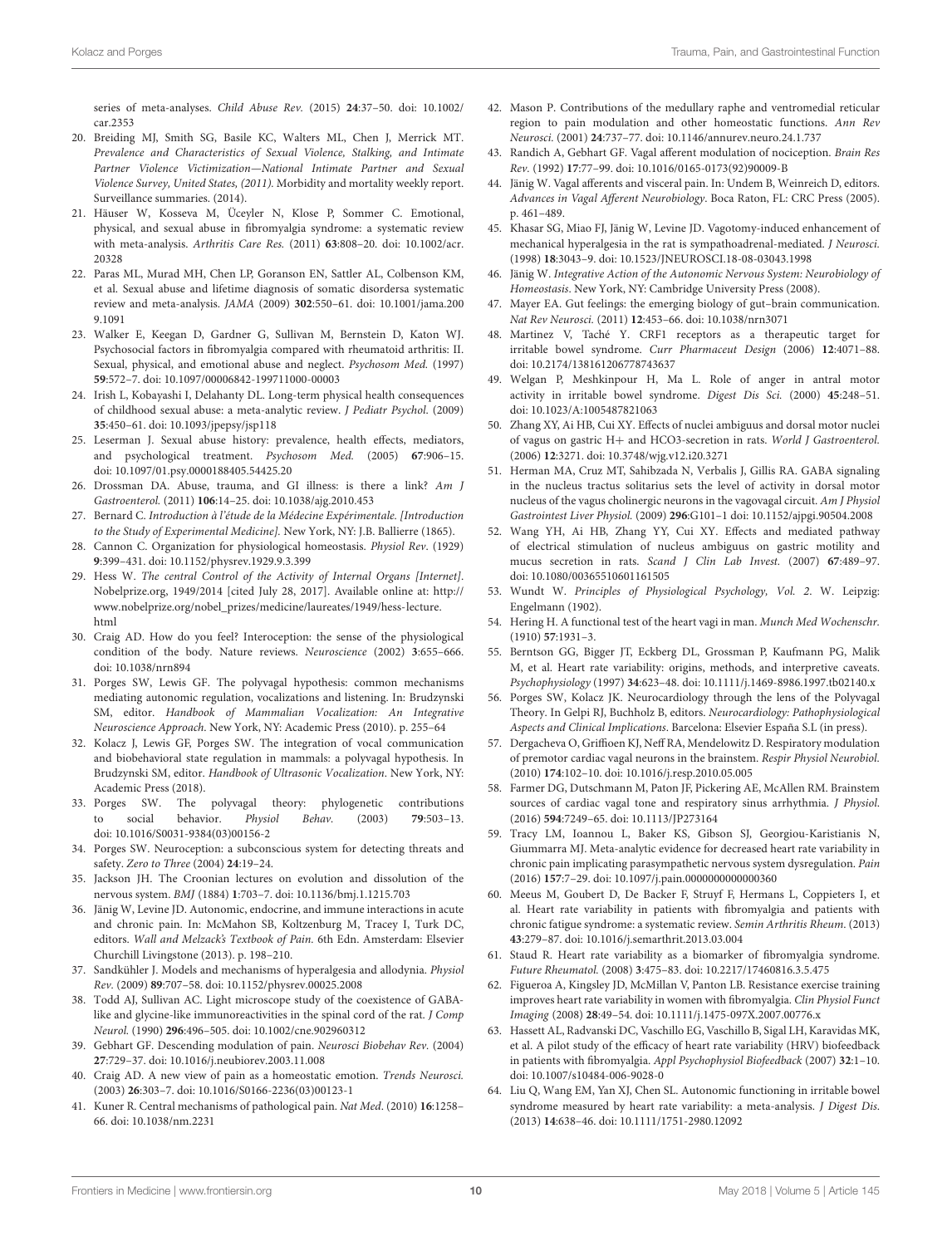series of meta-analyses. *Child Abuse Rev.* (2015) **24**:37–50. doi: 10.1002/car.2353

20. Breiding MJ, Smith SG, Basile KC, Walters ML, Chen J, Merrick MT. *Prevalence and Characteristics of Sexual Violence, Stalking, and Intimate Partner Violence Victimization—National Intimate Partner and Sexual Violence Survey, United States, (2011).* Morbidity and mortality weekly report. Surveillance summaries. (2014).
21. Häuser W, Kosseva M, Üceyler N, Klose P, Sommer C. Emotional, physical, and sexual abuse in fibromyalgia syndrome: a systematic review with meta-analysis. *Arthritis Care Res.* (2011) **63**:808–20. doi: 10.1002/acr.20328
22. Paras ML, Murad MH, Chen LP, Goranson EN, Sattler AL, Colbenson KM, et al. Sexual abuse and lifetime diagnosis of somatic disordersa systematic review and meta-analysis. *JAMA* (2009) **302**:550–61. doi: 10.1001/jama.2009.1091
23. Walker E, Keegan D, Gardner G, Sullivan M, Bernstein D, Katon WJ. Psychosocial factors in fibromyalgia compared with rheumatoid arthritis: II. Sexual, physical, and emotional abuse and neglect. *Psychosom Med.* (1997) **59**:572–7. doi: 10.1097/00006842-199711000-00003
24. Irish L, Kobayashi I, Delahanty DL. Long-term physical health consequences of childhood sexual abuse: a meta-analytic review. *J Pediatr Psychol.* (2009) **35**:450–61. doi: 10.1093/jpepsy/jsp118
25. Leserman J. Sexual abuse history: prevalence, health effects, mediators, and psychological treatment. *Psychosom Med.* (2005) **67**:906–15. doi: 10.1097/01.psy.0000188405.54425.20
26. Drossman DA. Abuse, trauma, and GI illness: is there a link? *Am J Gastroenterol.* (2011) **106**:14–25. doi: 10.1038/ajg.2010.453
27. Bernard C. *Introduction à l'étude de la Médecine Expérimentale. [Introduction to the Study of Experimental Medicine].* New York, NY: J.B. Ballierre (1865).
28. Cannon C. Organization for physiological homeostasis. *Physiol Rev.* (1929) **9**:399–431. doi: 10.1152/physrev.1929.9.3.399
29. Hess W. *The central Control of the Activity of Internal Organs [Internet].* Nobelprize.org, 1949/2014 [cited July 28, 2017]. Available online at: http://www.nobelprize.org/nobel_prizes/medicine/laureates/1949/hess-lecture.html
30. Craig AD. How do you feel? Interoception: the sense of the physiological condition of the body. Nature reviews. *Neuroscience* (2002) **3**:655–666. doi: 10.1038/nrn894
31. Porges SW, Lewis GF. The polyvagal hypothesis: common mechanisms mediating autonomic regulation, vocalizations and listening. In: Brudzynski SM, editor. *Handbook of Mammalian Vocalization: An Integrative Neuroscience Approach.* New York, NY: Academic Press (2010). p. 255–64
32. Kolacz J, Lewis GF, Porges SW. The integration of vocal communication and biobehavioral state regulation in mammals: a polyvagal hypothesis. In Brudzynski SM, editor. *Handbook of Ultrasonic Vocalization.* New York, NY: Academic Press (2018).
33. Porges SW. The polyvagal theory: phylogenetic contributions to social behavior. *Physiol Behav.* (2003) **79**:503–13. doi: 10.1016/S0031-9384(03)00156-2
34. Porges SW. Neuroception: a subconscious system for detecting threats and safety. *Zero to Three* (2004) **24**:19–24.
35. Jackson JH. The Croonian lectures on evolution and dissolution of the nervous system. *BMJ* (1884) **1**:703–7. doi: 10.1136/bmj.1.1215.703
36. Jänig W, Levine JD. Autonomic, endocrine, and immune interactions in acute and chronic pain. In: McMahon SB, Koltzenburg M, Tracey I, Turk DC, editors. *Wall and Melzack's Textbook of Pain.* 6th Edn. Amsterdam: Elsevier Churchill Livingstone (2013). p. 198–210.
37. Sandkühler J. Models and mechanisms of hyperalgesia and allodynia. *Physiol Rev.* (2009) **89**:707–58. doi: 10.1152/physrev.00025.2008
38. Todd AJ, Sullivan AC. Light microscope study of the coexistence of GABA-like and glycine-like immunoreactivities in the spinal cord of the rat. *J Comp Neurol.* (1990) **296**:496–505. doi: 10.1002/cne.902960312
39. Gebhart GF. Descending modulation of pain. *Neurosci Biobehav Rev.* (2004) **27**:729–37. doi: 10.1016/j.neubiorev.2003.11.008
40. Craig AD. A new view of pain as a homeostatic emotion. *Trends Neurosci.* (2003) **26**:303–7. doi: 10.1016/S0166-2236(03)00123-1
41. Kuner R. Central mechanisms of pathological pain. *Nat Med.* (2010) **16**:1258–66. doi: 10.1038/nm.2231
42. Mason P. Contributions of the medullary raphe and ventromedial reticular region to pain modulation and other homeostatic functions. *Ann Rev Neurosci.* (2001) **24**:737–77. doi: 10.1146/annurev.neuro.24.1.737
43. Randich A, Gebhart GF. Vagal afferent modulation of nociception. *Brain Res Rev.* (1992) **17**:77–99. doi: 10.1016/0165-0173(92)90009-B
44. Jänig W. Vagal afferents and visceral pain. In: Undem B, Weinreich D, editors. *Advances in Vagal Afferent Neurobiology.* Boca Raton, FL: CRC Press (2005). p. 461–489.
45. Khasar SG, Miao FJ, Jänig W, Levine JD. Vagotomy-induced enhancement of mechanical hyperalgesia in the rat is sympathoadrenal-mediated. *J Neurosci.* (1998) **18**:3043–9. doi: 10.1523/JNEUROSCI.18-08-03043.1998
46. Jänig W. *Integrative Action of the Autonomic Nervous System: Neurobiology of Homeostasis.* New York, NY: Cambridge University Press (2008).
47. Mayer EA. Gut feelings: the emerging biology of gut–brain communication. *Nat Rev Neurosci.* (2011) **12**:453–66. doi: 10.1038/nrn3071
48. Martinez V, Taché Y. CRF1 receptors as a therapeutic target for irritable bowel syndrome. *Curr Pharmaceut Design* (2006) **12**:4071–88. doi: 10.2174/138161206778743637
49. Welgan P, Meshkinpour H, Ma L. Role of anger in antral motor activity in irritable bowel syndrome. *Digest Dis Sci.* (2000) **45**:248–51. doi: 10.1023/A:1005487821063
50. Zhang XY, Ai HB, Cui XY. Effects of nuclei ambiguus and dorsal motor nuclei of vagus on gastric H+ and HCO3-secretion in rats. *World J Gastroenterol.* (2006) **12**:3271. doi: 10.3748/wjg.v12.i20.3271
51. Herman MA, Cruz MT, Sahibzada N, Verbalis J, Gillis RA. GABA signaling in the nucleus tractus solitarius sets the level of activity in dorsal motor nucleus of the vagus cholinergic neurons in the vagovagal circuit. *Am J Physiol Gastrointest Liver Physiol.* (2009) **296**:G101–1 doi: 10.1152/ajpgi.90504.2008
52. Wang YH, Ai HB, Zhang YY, Cui XY. Effects and mediated pathway of electrical stimulation of nucleus ambiguus on gastric motility and mucus secretion in rats. *Scand J Clin Lab Invest.* (2007) **67**:489–97. doi: 10.1080/00365510601161505
53. Wundt W. *Principles of Physiological Psychology, Vol. 2.* W. Leipzig: Engelmann (1902).
54. Hering H. A functional test of the heart vagi in man. *Munch Med Wochenschr.* (1910) **57**:1931–3.
55. Berntson GG, Bigger JT, Eckberg DL, Grossman P, Kaufmann PG, Malik M, et al. Heart rate variability: origins, methods, and interpretive caveats. *Psychophysiology* (1997) **34**:623–48. doi: 10.1111/j.1469-8986.1997.tb02140.x
56. Porges SW, Kolacz JK. Neurocardiology through the lens of the Polyvagal Theory. In Gelpi RJ, Buchholz B, editors. *Neurocardiology: Pathophysiological Aspects and Clinical Implications.* Barcelona: Elsevier España S.L (in press).
57. Dergacheva O, Griffioen KJ, Neff RA, Mendelowitz D. Respiratory modulation of premotor cardiac vagal neurons in the brainstem. *Respir Physiol Neurobiol.* (2010) **174**:102–10. doi: 10.1016/j.resp.2010.05.005
58. Farmer DG, Dutschmann M, Paton JF, Pickering AE, McAllen RM. Brainstem sources of cardiac vagal tone and respiratory sinus arrhythmia. *J Physiol.* (2016) **594**:7249–65. doi: 10.1113/JP273164
59. Tracy LM, Ioannou L, Baker KS, Gibson SJ, Georgiou-Karistianis N, Giummarra MJ. Meta-analytic evidence for decreased heart rate variability in chronic pain implicating parasympathetic nervous system dysregulation. *Pain* (2016) **157**:7–29. doi: 10.1097/j.pain.0000000000000360
60. Meeus M, Goubert D, De Backer F, Struyf F, Hermans L, Coppieters I, et al. Heart rate variability in patients with fibromyalgia and patients with chronic fatigue syndrome: a systematic review. *Semin Arthritis Rheum.* (2013) **43**:279–87. doi: 10.1016/j.semarthrit.2013.03.004
61. Staud R. Heart rate variability as a biomarker of fibromyalgia syndrome. *Future Rheumatol.* (2008) **3**:475–83. doi: 10.2217/17460816.3.5.475
62. Figueroa A, Kingsley JD, McMillan V, Panton LB. Resistance exercise training improves heart rate variability in women with fibromyalgia. *Clin Physiol Funct Imaging* (2008) **28**:49–54. doi: 10.1111/j.1475-097X.2007.00776.x
63. Hassett AL, Radvanski DC, Vaschillo EG, Vaschillo B, Sigal LH, Karavidas MK, et al. A pilot study of the efficacy of heart rate variability (HRV) biofeedback in patients with fibromyalgia. *Appl Psychophysiol Biofeedback* (2007) **32**:1–10. doi: 10.1007/s10484-006-9028-0
64. Liu Q, Wang EM, Yan XJ, Chen SL. Autonomic functioning in irritable bowel syndrome measured by heart rate variability: a meta-analysis. *J Digest Dis.* (2013) **14**:638–46. doi: 10.1111/1751-2980.12092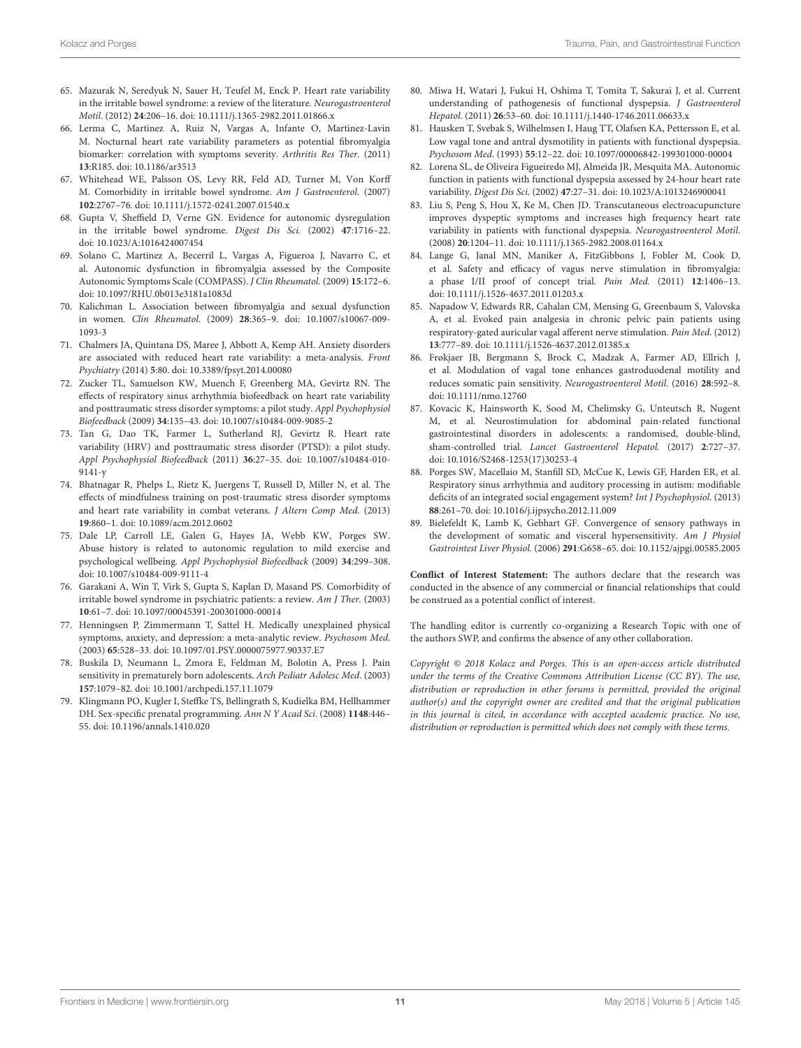65. Mazurak N, Seredyuk N, Sauer H, Teufel M, Enck P. Heart rate variability in the irritable bowel syndrome: a review of the literature. *Neurogastroenterol Motil.* (2012) **24**:206–16. doi: 10.1111/j.1365-2982.2011.01866.x
66. Lerma C, Martinez A, Ruiz N, Vargas A, Infante O, Martinez-Lavin M. Nocturnal heart rate variability parameters as potential fibromyalgia biomarker: correlation with symptoms severity. *Arthritis Res Ther.* (2011) **13**:R185. doi: 10.1186/ar3513
67. Whitehead WE, Palsson OS, Levy RR, Feld AD, Turner M, Von Korff M. Comorbidity in irritable bowel syndrome. *Am J Gastroenterol.* (2007) **102**:2767–76. doi: 10.1111/j.1572-0241.2007.01540.x
68. Gupta V, Sheffield D, Verne GN. Evidence for autonomic dysregulation in the irritable bowel syndrome. *Digest Dis Sci.* (2002) **47**:1716–22. doi: 10.1023/A:1016424007454
69. Solano C, Martinez A, Becerril L, Vargas A, Figueroa J, Navarro C, et al. Autonomic dysfunction in fibromyalgia assessed by the Composite Autonomic Symptoms Scale (COMPASS). *J Clin Rheumatol.* (2009) **15**:172–6. doi: 10.1097/RHU.0b013e3181a1083d
70. Kalichman L. Association between fibromyalgia and sexual dysfunction in women. *Clin Rheumatol.* (2009) **28**:365–9. doi: 10.1007/s10067-009-1093-3
71. Chalmers JA, Quintana DS, Maree J, Abbott A, Kemp AH. Anxiety disorders are associated with reduced heart rate variability: a meta-analysis. *Front Psychiatry* (2014) **5**:80. doi: 10.3389/fpsyt.2014.00080
72. Zucker TL, Samuelson KW, Muench F, Greenberg MA, Gevirtz RN. The effects of respiratory sinus arrhythmia biofeedback on heart rate variability and posttraumatic stress disorder symptoms: a pilot study. *Appl Psychophysiol Biofeedback* (2009) **34**:135–43. doi: 10.1007/s10484-009-9085-2
73. Tan G, Dao TK, Farmer L, Sutherland RJ, Gevirtz R. Heart rate variability (HRV) and posttraumatic stress disorder (PTSD): a pilot study. *Appl Psychophysiol Biofeedback* (2011) **36**:27–35. doi: 10.1007/s10484-010-9141-y
74. Bhatnagar R, Phelps L, Rietz K, Juergens T, Russell D, Miller N, et al. The effects of mindfulness training on post-traumatic stress disorder symptoms and heart rate variability in combat veterans. *J Altern Comp Med.* (2013) **19**:860–1. doi: 10.1089/acm.2012.0602
75. Dale LP, Carroll LE, Galen G, Hayes JA, Webb KW, Porges SW. Abuse history is related to autonomic regulation to mild exercise and psychological wellbeing. *Appl Psychophysiol Biofeedback* (2009) **34**:299–308. doi: 10.1007/s10484-009-9111-4
76. Garakani A, Win T, Virk S, Gupta S, Kaplan D, Masand PS. Comorbidity of irritable bowel syndrome in psychiatric patients: a review. *Am J Ther.* (2003) **10**:61–7. doi: 10.1097/00045391-200301000-00014
77. Henningsen P, Zimmermann T, Sattel H. Medically unexplained physical symptoms, anxiety, and depression: a meta-analytic review. *Psychosom Med.* (2003) **65**:528–33. doi: 10.1097/01.PSY.0000075977.90337.E7
78. Buskila D, Neumann L, Zmora E, Feldman M, Bolotin A, Press J. Pain sensitivity in prematurely born adolescents. *Arch Pediatr Adolesc Med.* (2003) **157**:1079–82. doi: 10.1001/archpedi.157.11.1079
79. Klingmann PO, Kugler I, Steffke TS, Bellingrath S, Kudielka BM, Hellhammer DH. Sex-specific prenatal programming. *Ann N Y Acad Sci.* (2008) **1148**:446–55. doi: 10.1196/annals.1410.020
80. Miwa H, Watari J, Fukui H, Oshima T, Tomita T, Sakurai J, et al. Current understanding of pathogenesis of functional dyspepsia. *J Gastroenterol Hepatol.* (2011) **26**:53–60. doi: 10.1111/j.1440-1746.2011.06633.x
81. Hausken T, Svebak S, Wilhelmsen I, Haug TT, Olafsen KA, Pettersson E, et al. Low vagal tone and antral dysmotility in patients with functional dyspepsia. *Psychosom Med.* (1993) **55**:12–22. doi: 10.1097/00006842-199301000-00004
82. Lorena SL, de Oliveira Figueiredo MJ, Almeida JR, Mesquita MA. Autonomic function in patients with functional dyspepsia assessed by 24-hour heart rate variability. *Digest Dis Sci.* (2002) **47**:27–31. doi: 10.1023/A:1013246900041
83. Liu S, Peng S, Hou X, Ke M, Chen JD. Transcutaneous electroacupuncture improves dyspeptic symptoms and increases high frequency heart rate variability in patients with functional dyspepsia. *Neurogastroenterol Motil.* (2008) **20**:1204–11. doi: 10.1111/j.1365-2982.2008.01164.x
84. Lange G, Janal MN, Maniker A, FitzGibbons J, Fobler M, Cook D, et al. Safety and efficacy of vagus nerve stimulation in fibromyalgia: a phase I/II proof of concept trial. *Pain Med.* (2011) **12**:1406–13. doi: 10.1111/j.1526-4637.2011.01203.x
85. Napadow V, Edwards RR, Cahalan CM, Mensing G, Greenbaum S, Valovska A, et al. Evoked pain analgesia in chronic pelvic pain patients using respiratory-gated auricular vagal afferent nerve stimulation. *Pain Med.* (2012) **13**:777–89. doi: 10.1111/j.1526-4637.2012.01385.x
86. Frøkjaer JB, Bergmann S, Brock C, Madzak A, Farmer AD, Ellrich J, et al. Modulation of vagal tone enhances gastroduodenal motility and reduces somatic pain sensitivity. *Neurogastroenterol Motil.* (2016) **28**:592–8. doi: 10.1111/nmo.12760
87. Kovacic K, Hainsworth K, Sood M, Chelimsky G, Unteutsch R, Nugent M, et al. Neurostimulation for abdominal pain-related functional gastrointestinal disorders in adolescents: a randomised, double-blind, sham-controlled trial. *Lancet Gastroenterol Hepatol.* (2017) **2**:727–37. doi: 10.1016/S2468-1253(17)30253-4
88. Porges SW, Macellaio M, Stanfill SD, McCue K, Lewis GF, Harden ER, et al. Respiratory sinus arrhythmia and auditory processing in autism: modifiable deficits of an integrated social engagement system? *Int J Psychophysiol.* (2013) **88**:261–70. doi: 10.1016/j.ijpsycho.2012.11.009
89. Bielefeldt K, Lamb K, Gebhart GF. Convergence of sensory pathways in the development of somatic and visceral hypersensitivity. *Am J Physiol Gastrointest Liver Physiol.* (2006) **291**:G658–65. doi: 10.1152/ajpgi.00585.2005

**Conflict of Interest Statement:** The authors declare that the research was conducted in the absence of any commercial or financial relationships that could be construed as a potential conflict of interest.

The handling editor is currently co-organizing a Research Topic with one of the authors SWP, and confirms the absence of any other collaboration.

*Copyright © 2018 Kolacz and Porges. This is an open-access article distributed under the terms of the Creative Commons Attribution License (CC BY). The use, distribution or reproduction in other forums is permitted, provided the original author(s) and the copyright owner are credited and that the original publication in this journal is cited, in accordance with accepted academic practice. No use, distribution or reproduction is permitted which does not comply with these terms.*